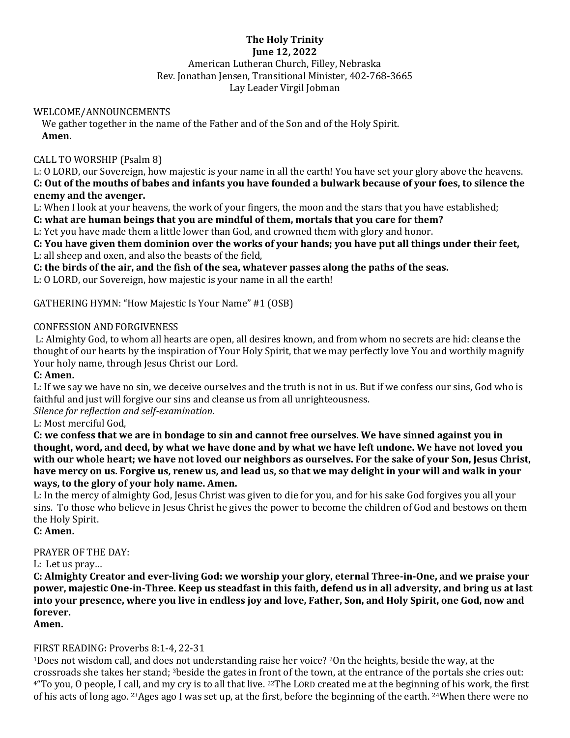**The Holy Trinity**
**June 12, 2022**
American Lutheran Church, Filley, Nebraska
Rev. Jonathan Jensen, Transitional Minister, 402-768-3665
Lay Leader Virgil Jobman

WELCOME/ANNOUNCEMENTS

We gather together in the name of the Father and of the Son and of the Holy Spirit.
**Amen.**

CALL TO WORSHIP (Psalm 8)

L: O LORD, our Sovereign, how majestic is your name in all the earth! You have set your glory above the heavens.
**C: Out of the mouths of babes and infants you have founded a bulwark because of your foes, to silence the enemy and the avenger.**
L: When I look at your heavens, the work of your fingers, the moon and the stars that you have established;
**C: what are human beings that you are mindful of them, mortals that you care for them?**
L: Yet you have made them a little lower than God, and crowned them with glory and honor.
**C: You have given them dominion over the works of your hands; you have put all things under their feet,**
L: all sheep and oxen, and also the beasts of the field,
**C: the birds of the air, and the fish of the sea, whatever passes along the paths of the seas.**
L: O LORD, our Sovereign, how majestic is your name in all the earth!

GATHERING HYMN: "How Majestic Is Your Name" #1 (OSB)

CONFESSION AND FORGIVENESS

L: Almighty God, to whom all hearts are open, all desires known, and from whom no secrets are hid: cleanse the thought of our hearts by the inspiration of Your Holy Spirit, that we may perfectly love You and worthily magnify Your holy name, through Jesus Christ our Lord.
**C: Amen.**
L: If we say we have no sin, we deceive ourselves and the truth is not in us. But if we confess our sins, God who is faithful and just will forgive our sins and cleanse us from all unrighteousness.
*Silence for reflection and self-examination.*
L: Most merciful God,
**C: we confess that we are in bondage to sin and cannot free ourselves. We have sinned against you in thought, word, and deed, by what we have done and by what we have left undone. We have not loved you with our whole heart; we have not loved our neighbors as ourselves. For the sake of your Son, Jesus Christ, have mercy on us. Forgive us, renew us, and lead us, so that we may delight in your will and walk in your ways, to the glory of your holy name. Amen.**
L: In the mercy of almighty God, Jesus Christ was given to die for you, and for his sake God forgives you all your sins. To those who believe in Jesus Christ he gives the power to become the children of God and bestows on them the Holy Spirit.
**C: Amen.**

PRAYER OF THE DAY:

L: Let us pray…
**C: Almighty Creator and ever-living God: we worship your glory, eternal Three-in-One, and we praise your power, majestic One-in-Three. Keep us steadfast in this faith, defend us in all adversity, and bring us at last into your presence, where you live in endless joy and love, Father, Son, and Holy Spirit, one God, now and forever.**
**Amen.**

FIRST READING**:** Proverbs 8:1-4, 22-31

[1]Does not wisdom call, and does not understanding raise her voice? [2]On the heights, beside the way, at the crossroads she takes her stand; [3]beside the gates in front of the town, at the entrance of the portals she cries out: [4]"To you, O people, I call, and my cry is to all that live. [22]The LORD created me at the beginning of his work, the first of his acts of long ago. [23]Ages ago I was set up, at the first, before the beginning of the earth. [24]When there were no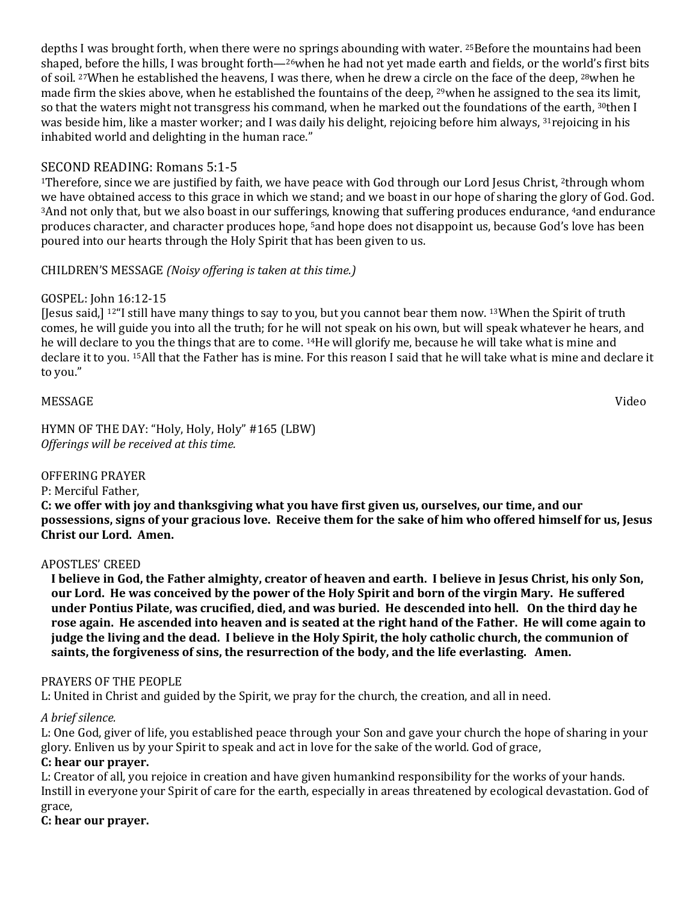depths I was brought forth, when there were no springs abounding with water. [25]Before the mountains had been shaped, before the hills, I was brought forth—[26]when he had not yet made earth and fields, or the world's first bits of soil. [27]When he established the heavens, I was there, when he drew a circle on the face of the deep, [28]when he made firm the skies above, when he established the fountains of the deep, [29]when he assigned to the sea its limit, so that the waters might not transgress his command, when he marked out the foundations of the earth, [30]then I was beside him, like a master worker; and I was daily his delight, rejoicing before him always, [31]rejoicing in his inhabited world and delighting in the human race."

## SECOND READING: Romans 5:1-5

[1]Therefore, since we are justified by faith, we have peace with God through our Lord Jesus Christ, [2]through whom we have obtained access to this grace in which we stand; and we boast in our hope of sharing the glory of God. God. [3]And not only that, but we also boast in our sufferings, knowing that suffering produces endurance, [4]and endurance produces character, and character produces hope, [5]and hope does not disappoint us, because God's love has been poured into our hearts through the Holy Spirit that has been given to us.

CHILDREN'S MESSAGE *(Noisy offering is taken at this time.)*

GOSPEL: John 16:12-15

[Jesus said,] [12]"I still have many things to say to you, but you cannot bear them now. [13]When the Spirit of truth comes, he will guide you into all the truth; for he will not speak on his own, but will speak whatever he hears, and he will declare to you the things that are to come. [14]He will glorify me, because he will take what is mine and declare it to you. [15]All that the Father has is mine. For this reason I said that he will take what is mine and declare it to you."

MESSAGE Video

HYMN OF THE DAY: "Holy, Holy, Holy" #165 (LBW)
*Offerings will be received at this time.*

OFFERING PRAYER
P: Merciful Father,
**C: we offer with joy and thanksgiving what you have first given us, ourselves, our time, and our possessions, signs of your gracious love. Receive them for the sake of him who offered himself for us, Jesus Christ our Lord. Amen.**

APOSTLES' CREED
**I believe in God, the Father almighty, creator of heaven and earth. I believe in Jesus Christ, his only Son, our Lord. He was conceived by the power of the Holy Spirit and born of the virgin Mary. He suffered under Pontius Pilate, was crucified, died, and was buried. He descended into hell. On the third day he rose again. He ascended into heaven and is seated at the right hand of the Father. He will come again to judge the living and the dead. I believe in the Holy Spirit, the holy catholic church, the communion of saints, the forgiveness of sins, the resurrection of the body, and the life everlasting. Amen.**

PRAYERS OF THE PEOPLE
L: United in Christ and guided by the Spirit, we pray for the church, the creation, and all in need.

*A brief silence.*

L: One God, giver of life, you established peace through your Son and gave your church the hope of sharing in your glory. Enliven us by your Spirit to speak and act in love for the sake of the world. God of grace,
**C: hear our prayer.**

L: Creator of all, you rejoice in creation and have given humankind responsibility for the works of your hands. Instill in everyone your Spirit of care for the earth, especially in areas threatened by ecological devastation. God of grace,
**C: hear our prayer.**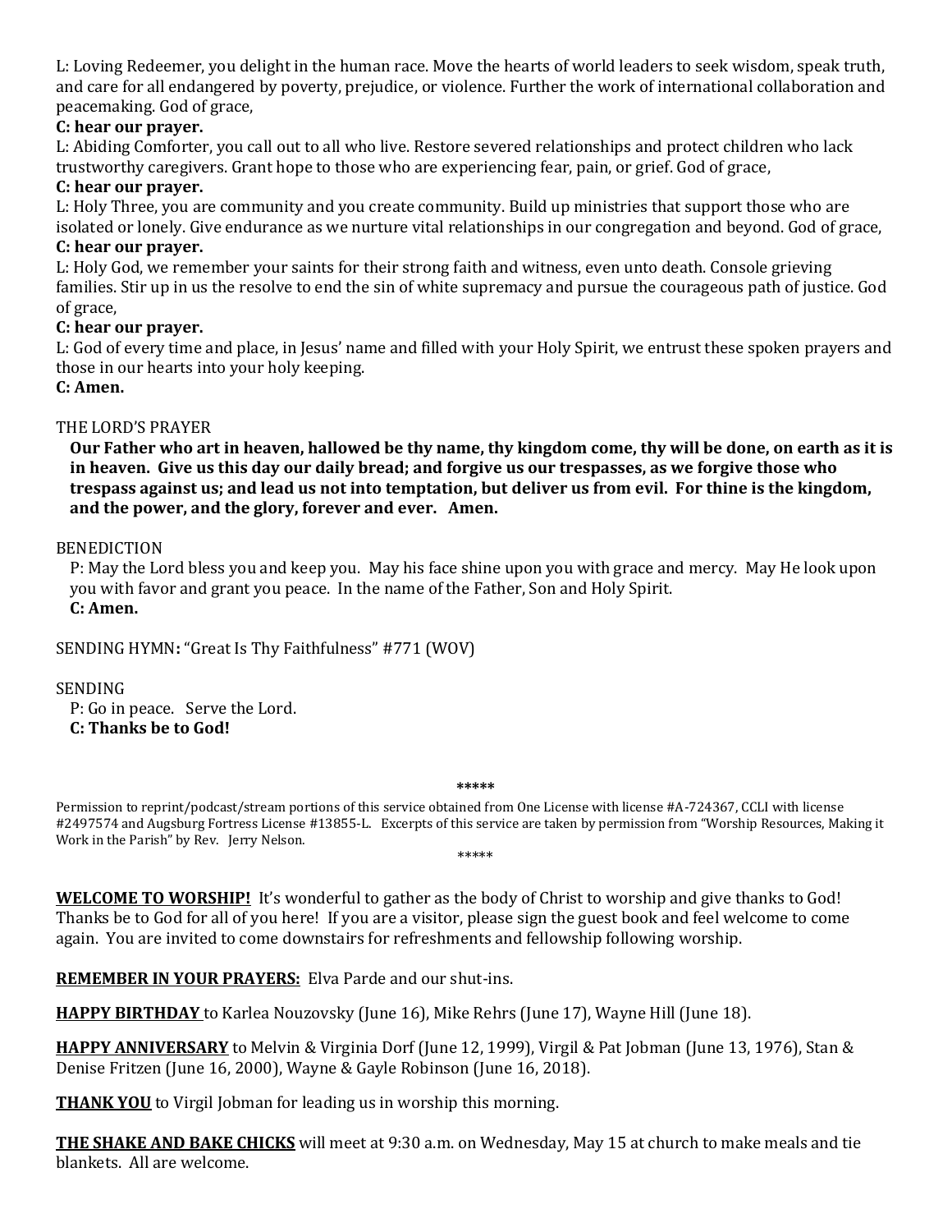L: Loving Redeemer, you delight in the human race. Move the hearts of world leaders to seek wisdom, speak truth, and care for all endangered by poverty, prejudice, or violence. Further the work of international collaboration and peacemaking. God of grace,

**C: hear our prayer.**

L: Abiding Comforter, you call out to all who live. Restore severed relationships and protect children who lack trustworthy caregivers. Grant hope to those who are experiencing fear, pain, or grief. God of grace,

**C: hear our prayer.**

L: Holy Three, you are community and you create community. Build up ministries that support those who are isolated or lonely. Give endurance as we nurture vital relationships in our congregation and beyond. God of grace,

**C: hear our prayer.**

L: Holy God, we remember your saints for their strong faith and witness, even unto death. Console grieving families. Stir up in us the resolve to end the sin of white supremacy and pursue the courageous path of justice. God of grace,

**C: hear our prayer.**

L: God of every time and place, in Jesus' name and filled with your Holy Spirit, we entrust these spoken prayers and those in our hearts into your holy keeping.

**C: Amen.**

THE LORD'S PRAYER

**Our Father who art in heaven, hallowed be thy name, thy kingdom come, thy will be done, on earth as it is in heaven. Give us this day our daily bread; and forgive us our trespasses, as we forgive those who trespass against us; and lead us not into temptation, but deliver us from evil. For thine is the kingdom, and the power, and the glory, forever and ever. Amen.**

BENEDICTION

P: May the Lord bless you and keep you. May his face shine upon you with grace and mercy. May He look upon you with favor and grant you peace. In the name of the Father, Son and Holy Spirit.

**C: Amen.**

SENDING HYMN**:** "Great Is Thy Faithfulness" #771 (WOV)

SENDING

P: Go in peace. Serve the Lord.

**C: Thanks be to God!**

*****

Permission to reprint/podcast/stream portions of this service obtained from One License with license #A-724367, CCLI with license #2497574 and Augsburg Fortress License #13855-L. Excerpts of this service are taken by permission from "Worship Resources, Making it Work in the Parish" by Rev. Jerry Nelson.

*****

**WELCOME TO WORSHIP!** It's wonderful to gather as the body of Christ to worship and give thanks to God! Thanks be to God for all of you here! If you are a visitor, please sign the guest book and feel welcome to come again. You are invited to come downstairs for refreshments and fellowship following worship.

**REMEMBER IN YOUR PRAYERS:** Elva Parde and our shut-ins.

**HAPPY BIRTHDAY** to Karlea Nouzovsky (June 16), Mike Rehrs (June 17), Wayne Hill (June 18).

**HAPPY ANNIVERSARY** to Melvin & Virginia Dorf (June 12, 1999), Virgil & Pat Jobman (June 13, 1976), Stan & Denise Fritzen (June 16, 2000), Wayne & Gayle Robinson (June 16, 2018).

**THANK YOU** to Virgil Jobman for leading us in worship this morning.

**THE SHAKE AND BAKE CHICKS** will meet at 9:30 a.m. on Wednesday, May 15 at church to make meals and tie blankets. All are welcome.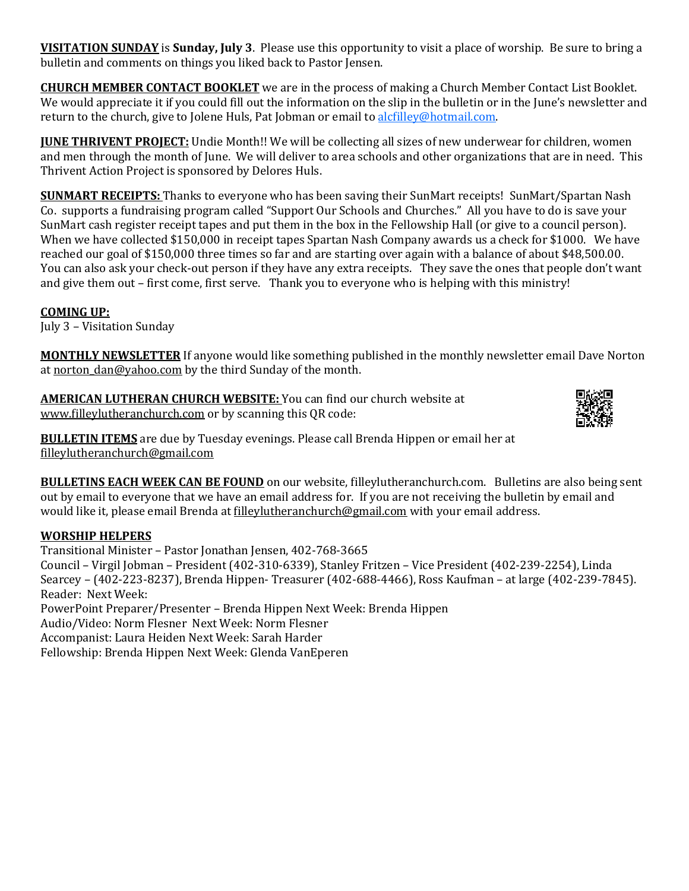**VISITATION SUNDAY** is **Sunday, July 3**. Please use this opportunity to visit a place of worship. Be sure to bring a bulletin and comments on things you liked back to Pastor Jensen.

**CHURCH MEMBER CONTACT BOOKLET** we are in the process of making a Church Member Contact List Booklet. We would appreciate it if you could fill out the information on the slip in the bulletin or in the June's newsletter and return to the church, give to Jolene Huls, Pat Jobman or email to alcfilley@hotmail.com.

**JUNE THRIVENT PROJECT:** Undie Month!! We will be collecting all sizes of new underwear for children, women and men through the month of June. We will deliver to area schools and other organizations that are in need. This Thrivent Action Project is sponsored by Delores Huls.

**SUNMART RECEIPTS:** Thanks to everyone who has been saving their SunMart receipts! SunMart/Spartan Nash Co. supports a fundraising program called "Support Our Schools and Churches." All you have to do is save your SunMart cash register receipt tapes and put them in the box in the Fellowship Hall (or give to a council person). When we have collected $150,000 in receipt tapes Spartan Nash Company awards us a check for $1000. We have reached our goal of $150,000 three times so far and are starting over again with a balance of about $48,500.00. You can also ask your check-out person if they have any extra receipts. They save the ones that people don't want and give them out – first come, first serve. Thank you to everyone who is helping with this ministry!

**COMING UP:**
July 3 – Visitation Sunday

**MONTHLY NEWSLETTER** If anyone would like something published in the monthly newsletter email Dave Norton at norton_dan@yahoo.com by the third Sunday of the month.

**AMERICAN LUTHERAN CHURCH WEBSITE:** You can find our church website at www.filleylutheranchurch.com or by scanning this QR code:

**BULLETIN ITEMS** are due by Tuesday evenings. Please call Brenda Hippen or email her at filleylutheranchurch@gmail.com

**BULLETINS EACH WEEK CAN BE FOUND** on our website, filleylutheranchurch.com. Bulletins are also being sent out by email to everyone that we have an email address for. If you are not receiving the bulletin by email and would like it, please email Brenda at filleylutheranchurch@gmail.com with your email address.

**WORSHIP HELPERS**
Transitional Minister – Pastor Jonathan Jensen, 402-768-3665
Council – Virgil Jobman – President (402-310-6339), Stanley Fritzen – Vice President (402-239-2254), Linda Searcey – (402-223-8237), Brenda Hippen- Treasurer (402-688-4466), Ross Kaufman – at large (402-239-7845).
Reader: Next Week:
PowerPoint Preparer/Presenter – Brenda Hippen Next Week: Brenda Hippen
Audio/Video: Norm Flesner Next Week: Norm Flesner
Accompanist: Laura Heiden Next Week: Sarah Harder
Fellowship: Brenda Hippen Next Week: Glenda VanEperen